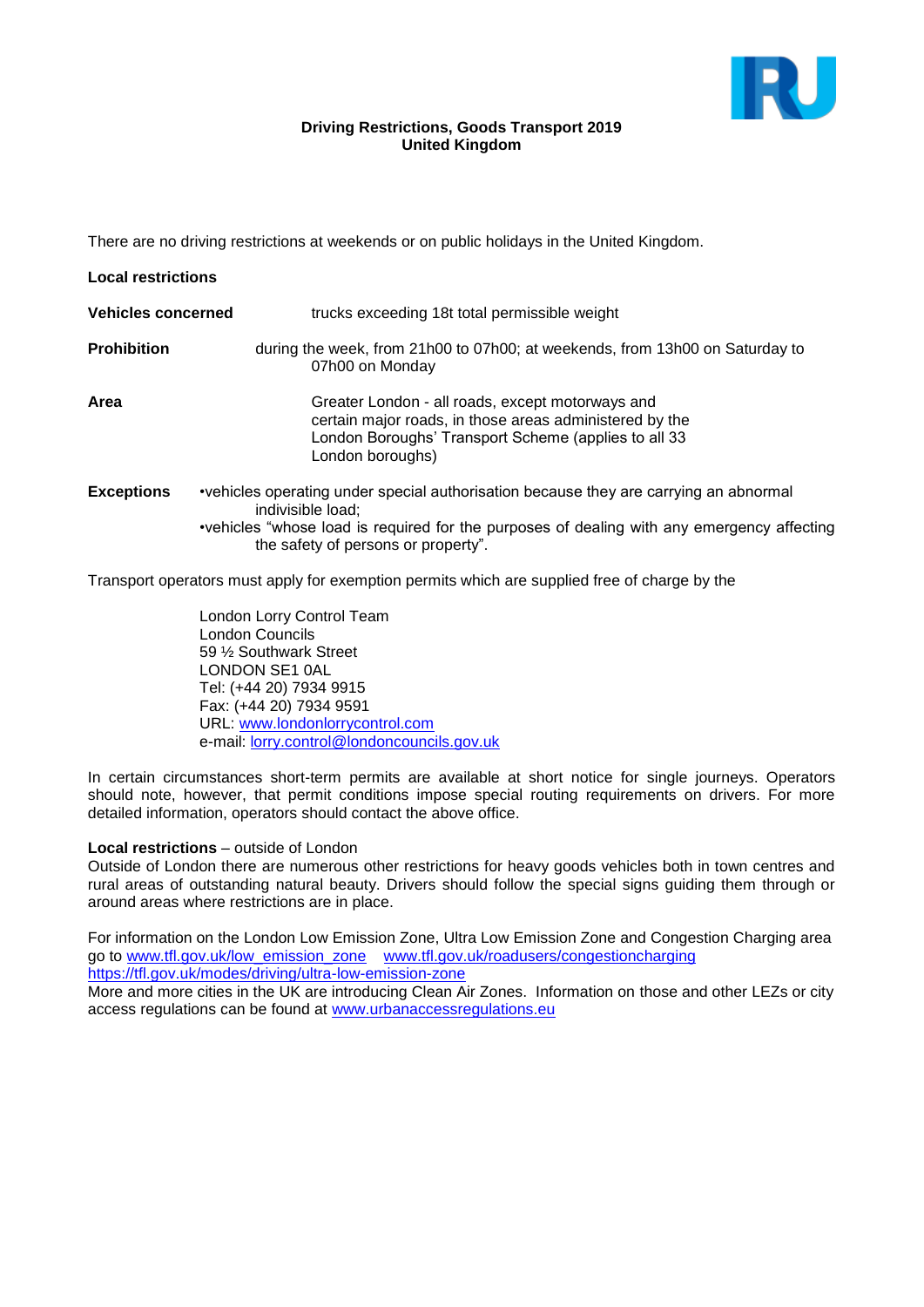**Driving Restrictions, Goods Transport 2019**
**United Kingdom**

There are no driving restrictions at weekends or on public holidays in the United Kingdom.

**Local restrictions**

**Vehicles concerned** trucks exceeding 18t total permissible weight

**Prohibition** during the week, from 21h00 to 07h00; at weekends, from 13h00 on Saturday to 07h00 on Monday

**Area** Greater London - all roads, except motorways and certain major roads, in those areas administered by the London Boroughs' Transport Scheme (applies to all 33 London boroughs)

**Exceptions**
- vehicles operating under special authorisation because they are carrying an abnormal indivisible load;
- vehicles "whose load is required for the purposes of dealing with any emergency affecting the safety of persons or property".

Transport operators must apply for exemption permits which are supplied free of charge by the

London Lorry Control Team
London Councils
59 ½ Southwark Street
LONDON SE1 0AL
Tel: (+44 20) 7934 9915
Fax: (+44 20) 7934 9591
URL: www.londonlorrycontrol.com
e-mail: lorry.control@londoncouncils.gov.uk

In certain circumstances short-term permits are available at short notice for single journeys. Operators should note, however, that permit conditions impose special routing requirements on drivers. For more detailed information, operators should contact the above office.

**Local restrictions** – outside of London
Outside of London there are numerous other restrictions for heavy goods vehicles both in town centres and rural areas of outstanding natural beauty. Drivers should follow the special signs guiding them through or around areas where restrictions are in place.

For information on the London Low Emission Zone, Ultra Low Emission Zone and Congestion Charging area go to www.tfl.gov.uk/low_emission_zone www.tfl.gov.uk/roadusers/congestioncharging https://tfl.gov.uk/modes/driving/ultra-low-emission-zone
More and more cities in the UK are introducing Clean Air Zones. Information on those and other LEZs or city access regulations can be found at www.urbanaccessregulations.eu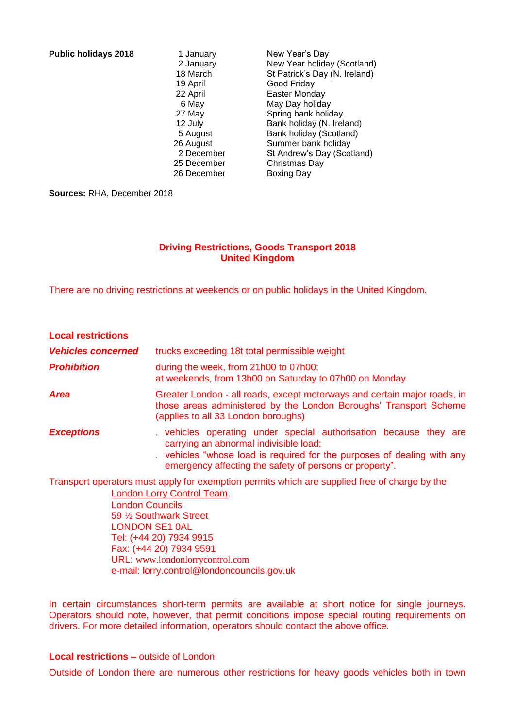**Public holidays 2018**

| Date | Holiday |
| --- | --- |
| 1 January | New Year's Day |
| 2 January | New Year holiday (Scotland) |
| 18 March | St Patrick's Day (N. Ireland) |
| 19 April | Good Friday |
| 22 April | Easter Monday |
| 6 May | May Day holiday |
| 27 May | Spring bank holiday |
| 12 July | Bank holiday (N. Ireland) |
| 5 August | Bank holiday (Scotland) |
| 26 August | Summer bank holiday |
| 2 December | St Andrew's Day (Scotland) |
| 25 December | Christmas Day |
| 26 December | Boxing Day |

**Sources:** RHA, December 2018

## Driving Restrictions, Goods Transport 2018
## United Kingdom

There are no driving restrictions at weekends or on public holidays in the United Kingdom.

### Local restrictions

***Vehicles concerned*** trucks exceeding 18t total permissible weight

***Prohibition*** during the week, from 21h00 to 07h00;
at weekends, from 13h00 on Saturday to 07h00 on Monday

***Area*** Greater London - all roads, except motorways and certain major roads, in those areas administered by the London Boroughs' Transport Scheme (applies to all 33 London boroughs)

***Exceptions***
- vehicles operating under special authorisation because they are carrying an abnormal indivisible load;
- vehicles "whose load is required for the purposes of dealing with any emergency affecting the safety of persons or property".

Transport operators must apply for exemption permits which are supplied free of charge by the London Lorry Control Team.

London Councils
59 ½ Southwark Street
LONDON SE1 0AL
Tel: (+44 20) 7934 9915
Fax: (+44 20) 7934 9591
URL: www.londonlorrycontrol.com
e-mail: lorry.control@londoncouncils.gov.uk

In certain circumstances short-term permits are available at short notice for single journeys. Operators should note, however, that permit conditions impose special routing requirements on drivers. For more detailed information, operators should contact the above office.

**Local restrictions –** outside of London

Outside of London there are numerous other restrictions for heavy goods vehicles both in town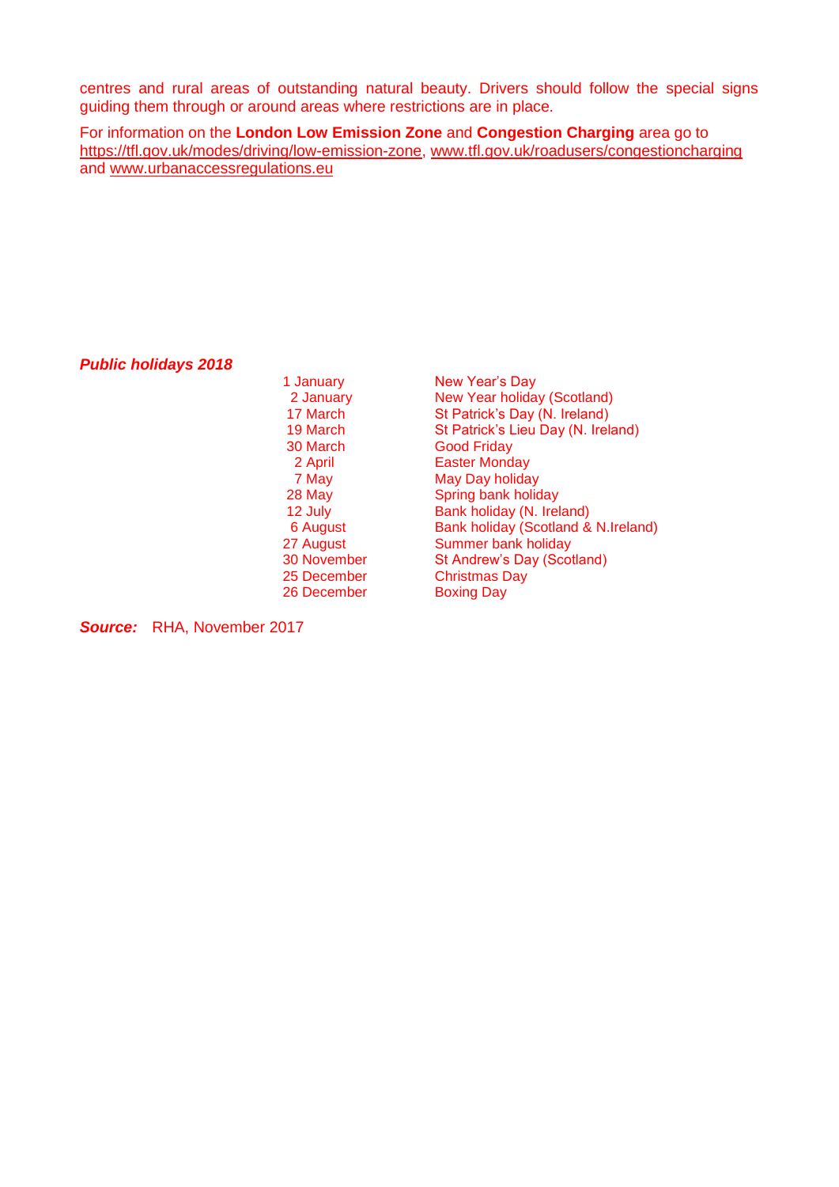centres and rural areas of outstanding natural beauty. Drivers should follow the special signs guiding them through or around areas where restrictions are in place.

For information on the **London Low Emission Zone** and **Congestion Charging** area go to https://tfl.gov.uk/modes/driving/low-emission-zone, www.tfl.gov.uk/roadusers/congestioncharging and www.urbanaccessregulations.eu

***Public holidays 2018***

| | |
|---|---|
| 1 January | New Year's Day |
| 2 January | New Year holiday (Scotland) |
| 17 March | St Patrick's Day (N. Ireland) |
| 19 March | St Patrick's Lieu Day (N. Ireland) |
| 30 March | Good Friday |
| 2 April | Easter Monday |
| 7 May | May Day holiday |
| 28 May | Spring bank holiday |
| 12 July | Bank holiday (N. Ireland) |
| 6 August | Bank holiday (Scotland & N.Ireland) |
| 27 August | Summer bank holiday |
| 30 November | St Andrew's Day (Scotland) |
| 25 December | Christmas Day |
| 26 December | Boxing Day |

***Source:*** RHA, November 2017